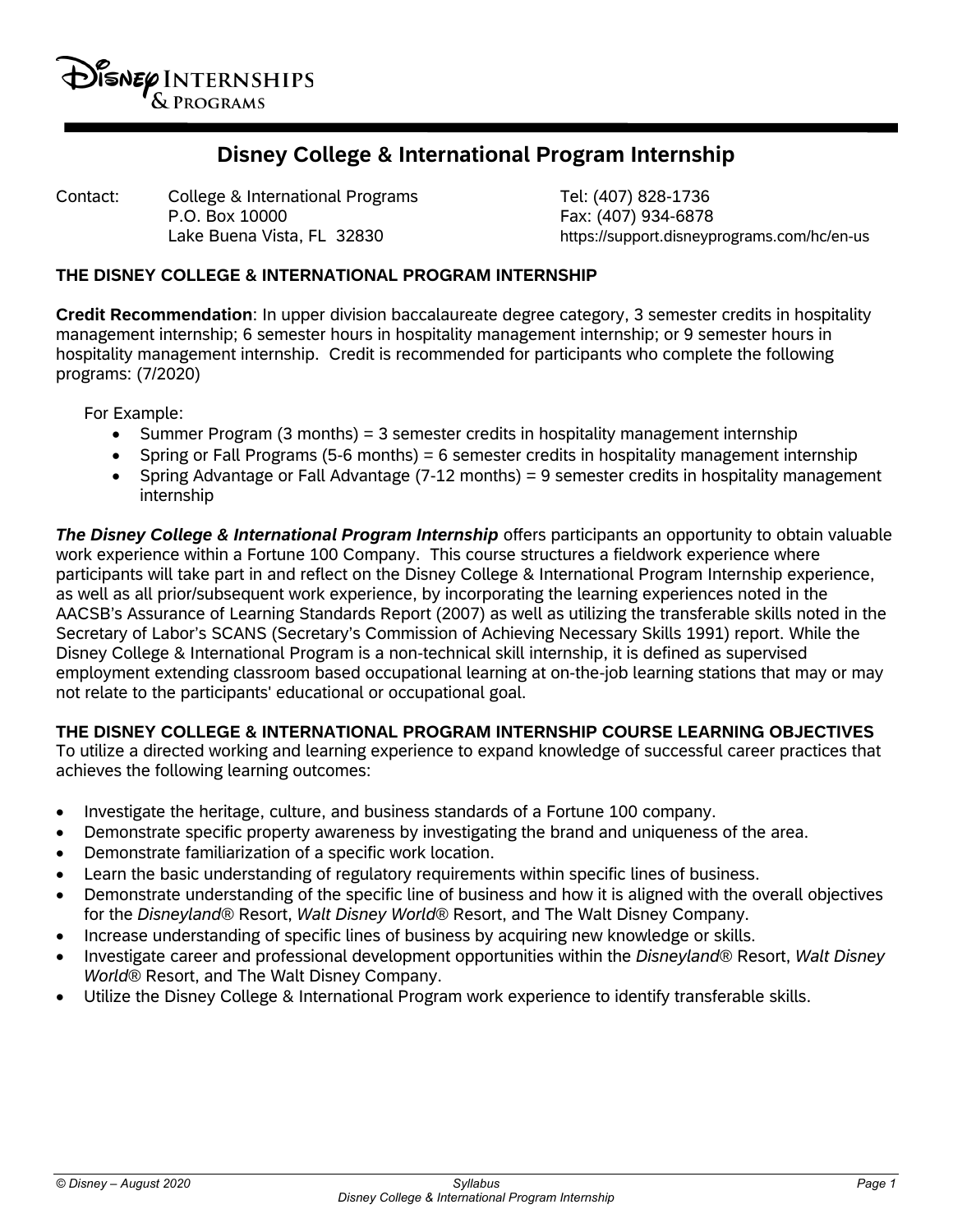Disney Internships & Programs

# Disney College & International Program Internship

Contact: College & International Programs
P.O. Box 10000
Lake Buena Vista, FL 32830

Tel: (407) 828-1736
Fax: (407) 934-6878
https://support.disneyprograms.com/hc/en-us

## THE DISNEY COLLEGE & INTERNATIONAL PROGRAM INTERNSHIP

**Credit Recommendation**: In upper division baccalaureate degree category, 3 semester credits in hospitality management internship; 6 semester hours in hospitality management internship; or 9 semester hours in hospitality management internship. Credit is recommended for participants who complete the following programs: (7/2020)

For Example:

- Summer Program (3 months) = 3 semester credits in hospitality management internship
- Spring or Fall Programs (5-6 months) = 6 semester credits in hospitality management internship
- Spring Advantage or Fall Advantage (7-12 months) = 9 semester credits in hospitality management internship

***The Disney College & International Program Internship*** offers participants an opportunity to obtain valuable work experience within a Fortune 100 Company. This course structures a fieldwork experience where participants will take part in and reflect on the Disney College & International Program Internship experience, as well as all prior/subsequent work experience, by incorporating the learning experiences noted in the AACSB's Assurance of Learning Standards Report (2007) as well as utilizing the transferable skills noted in the Secretary of Labor's SCANS (Secretary's Commission of Achieving Necessary Skills 1991) report. While the Disney College & International Program is a non-technical skill internship, it is defined as supervised employment extending classroom based occupational learning at on-the-job learning stations that may or may not relate to the participants' educational or occupational goal.

## THE DISNEY COLLEGE & INTERNATIONAL PROGRAM INTERNSHIP COURSE LEARNING OBJECTIVES

To utilize a directed working and learning experience to expand knowledge of successful career practices that achieves the following learning outcomes:

- Investigate the heritage, culture, and business standards of a Fortune 100 company.
- Demonstrate specific property awareness by investigating the brand and uniqueness of the area.
- Demonstrate familiarization of a specific work location.
- Learn the basic understanding of regulatory requirements within specific lines of business.
- Demonstrate understanding of the specific line of business and how it is aligned with the overall objectives for the *Disneyland*® Resort, *Walt Disney World*® Resort, and The Walt Disney Company.
- Increase understanding of specific lines of business by acquiring new knowledge or skills.
- Investigate career and professional development opportunities within the *Disneyland*® Resort, *Walt Disney World*® Resort, and The Walt Disney Company.
- Utilize the Disney College & International Program work experience to identify transferable skills.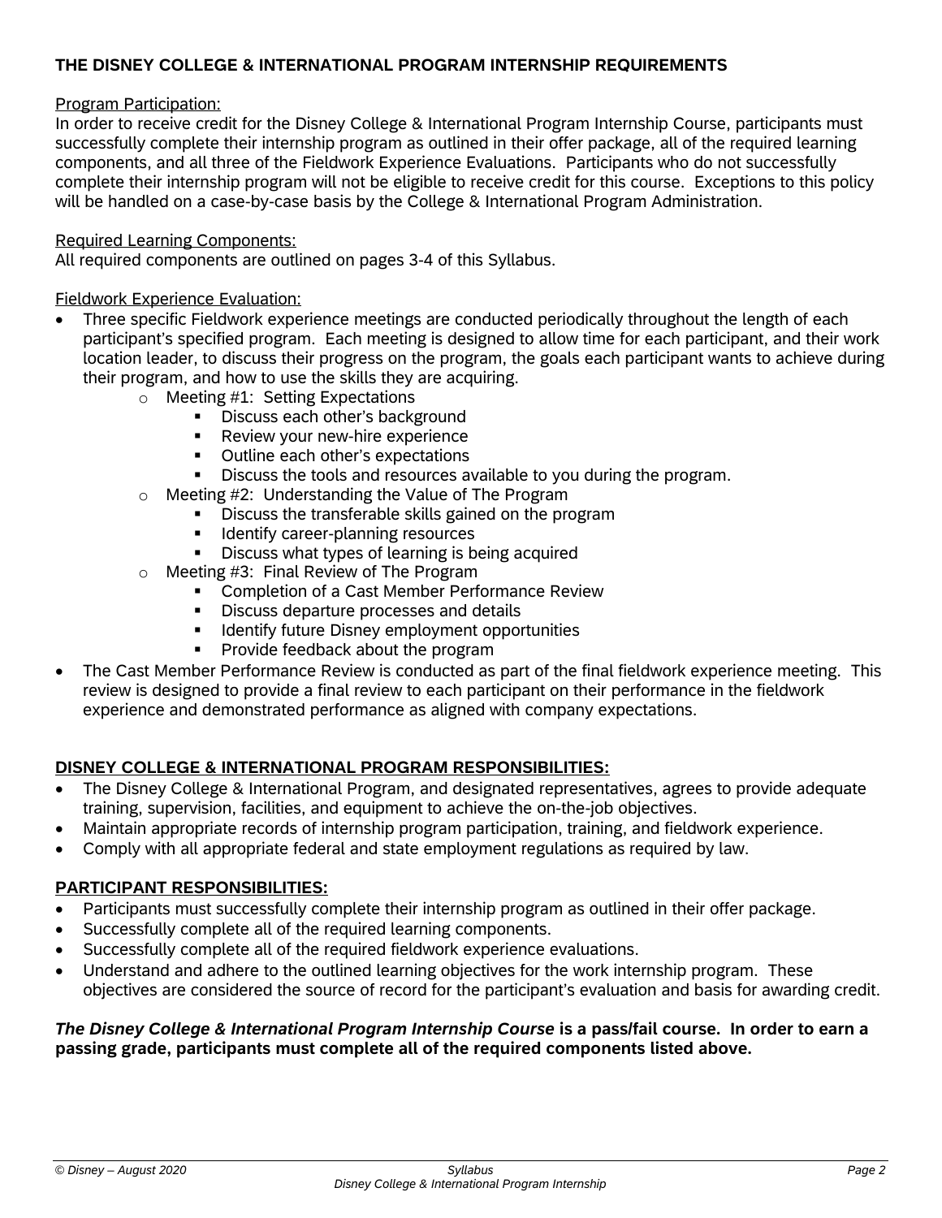## THE DISNEY COLLEGE & INTERNATIONAL PROGRAM INTERNSHIP REQUIREMENTS

Program Participation:

In order to receive credit for the Disney College & International Program Internship Course, participants must successfully complete their internship program as outlined in their offer package, all of the required learning components, and all three of the Fieldwork Experience Evaluations. Participants who do not successfully complete their internship program will not be eligible to receive credit for this course. Exceptions to this policy will be handled on a case-by-case basis by the College & International Program Administration.

Required Learning Components:

All required components are outlined on pages 3-4 of this Syllabus.

Fieldwork Experience Evaluation:

- Three specific Fieldwork experience meetings are conducted periodically throughout the length of each participant's specified program. Each meeting is designed to allow time for each participant, and their work location leader, to discuss their progress on the program, the goals each participant wants to achieve during their program, and how to use the skills they are acquiring.
  - Meeting #1: Setting Expectations
    - Discuss each other's background
    - Review your new-hire experience
    - Outline each other's expectations
    - Discuss the tools and resources available to you during the program.
  - Meeting #2: Understanding the Value of The Program
    - Discuss the transferable skills gained on the program
    - Identify career-planning resources
    - Discuss what types of learning is being acquired
  - Meeting #3: Final Review of The Program
    - Completion of a Cast Member Performance Review
    - Discuss departure processes and details
    - Identify future Disney employment opportunities
    - Provide feedback about the program
- The Cast Member Performance Review is conducted as part of the final fieldwork experience meeting. This review is designed to provide a final review to each participant on their performance in the fieldwork experience and demonstrated performance as aligned with company expectations.

## DISNEY COLLEGE & INTERNATIONAL PROGRAM RESPONSIBILITIES:

- The Disney College & International Program, and designated representatives, agrees to provide adequate training, supervision, facilities, and equipment to achieve the on-the-job objectives.
- Maintain appropriate records of internship program participation, training, and fieldwork experience.
- Comply with all appropriate federal and state employment regulations as required by law.

## PARTICIPANT RESPONSIBILITIES:

- Participants must successfully complete their internship program as outlined in their offer package.
- Successfully complete all of the required learning components.
- Successfully complete all of the required fieldwork experience evaluations.
- Understand and adhere to the outlined learning objectives for the work internship program. These objectives are considered the source of record for the participant's evaluation and basis for awarding credit.

***The Disney College & International Program Internship Course* is a pass/fail course. In order to earn a passing grade, participants must complete all of the required components listed above.**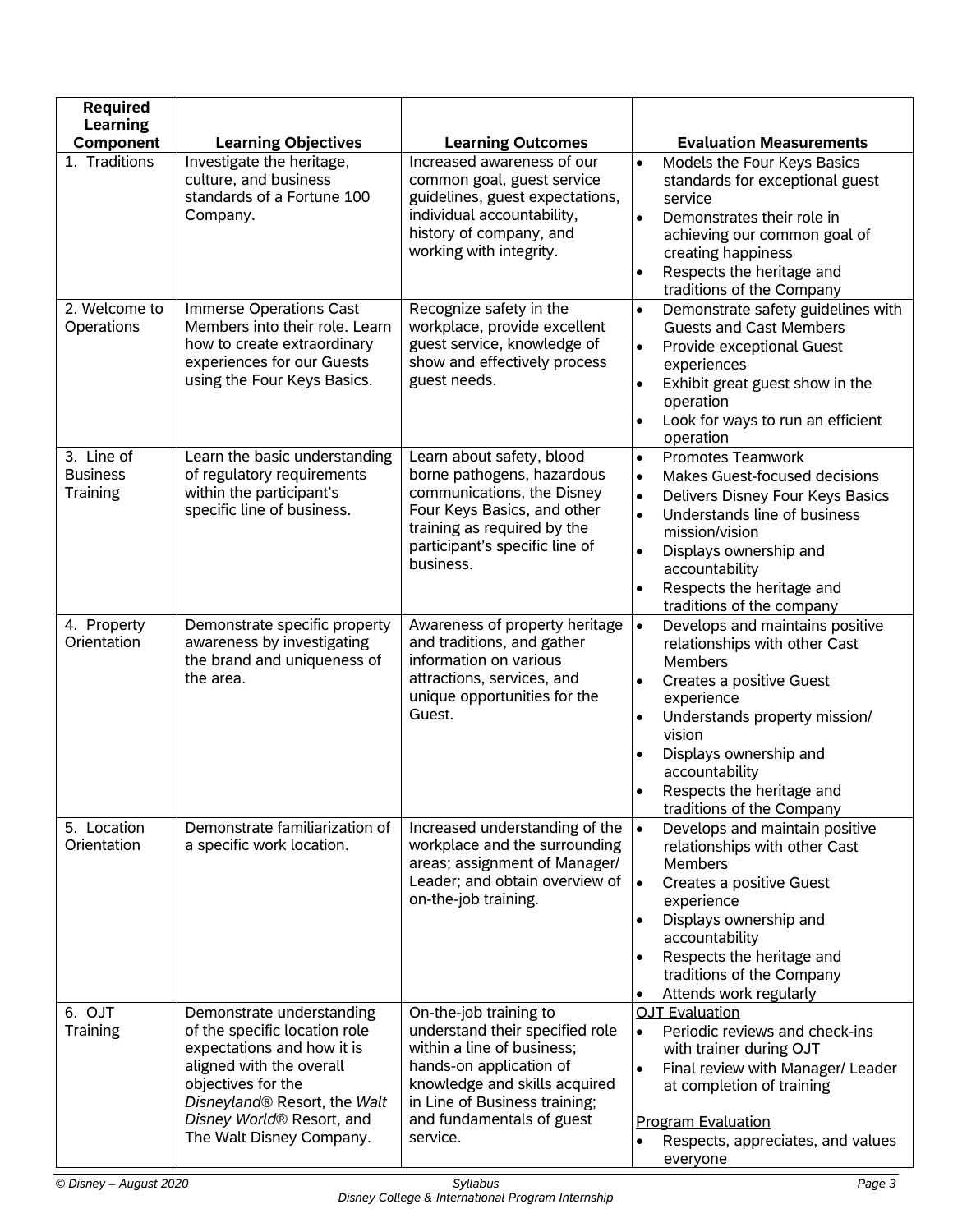| Required Learning Component | Learning Objectives | Learning Outcomes | Evaluation Measurements |
|---|---|---|---|
| 1. Traditions | Investigate the heritage, culture, and business standards of a Fortune 100 Company. | Increased awareness of our common goal, guest service guidelines, guest expectations, individual accountability, history of company, and working with integrity. | • Models the Four Keys Basics standards for exceptional guest service<br>• Demonstrates their role in achieving our common goal of creating happiness<br>• Respects the heritage and traditions of the Company |
| 2. Welcome to Operations | Immerse Operations Cast Members into their role. Learn how to create extraordinary experiences for our Guests using the Four Keys Basics. | Recognize safety in the workplace, provide excellent guest service, knowledge of show and effectively process guest needs. | • Demonstrate safety guidelines with Guests and Cast Members<br>• Provide exceptional Guest experiences<br>• Exhibit great guest show in the operation<br>• Look for ways to run an efficient operation |
| 3. Line of Business Training | Learn the basic understanding of regulatory requirements within the participant's specific line of business. | Learn about safety, blood borne pathogens, hazardous communications, the Disney Four Keys Basics, and other training as required by the participant's specific line of business. | • Promotes Teamwork<br>• Makes Guest-focused decisions<br>• Delivers Disney Four Keys Basics<br>• Understands line of business mission/vision<br>• Displays ownership and accountability<br>• Respects the heritage and traditions of the company |
| 4. Property Orientation | Demonstrate specific property awareness by investigating the brand and uniqueness of the area. | Awareness of property heritage and traditions, and gather information on various attractions, services, and unique opportunities for the Guest. | • Develops and maintains positive relationships with other Cast Members<br>• Creates a positive Guest experience<br>• Understands property mission/ vision<br>• Displays ownership and accountability<br>• Respects the heritage and traditions of the Company |
| 5. Location Orientation | Demonstrate familiarization of a specific work location. | Increased understanding of the workplace and the surrounding areas; assignment of Manager/ Leader; and obtain overview of on-the-job training. | • Develops and maintain positive relationships with other Cast Members<br>• Creates a positive Guest experience<br>• Displays ownership and accountability<br>• Respects the heritage and traditions of the Company<br>• Attends work regularly |
| 6. OJT Training | Demonstrate understanding of the specific location role expectations and how it is aligned with the overall objectives for the *Disneyland*® Resort, the *Walt Disney World*® Resort, and The Walt Disney Company. | On-the-job training to understand their specified role within a line of business; hands-on application of knowledge and skills acquired in Line of Business training; and fundamentals of guest service. | <u>OJT Evaluation</u><br>• Periodic reviews and check-ins with trainer during OJT<br>• Final review with Manager/ Leader at completion of training<br><br><u>Program Evaluation</u><br>• Respects, appreciates, and values everyone |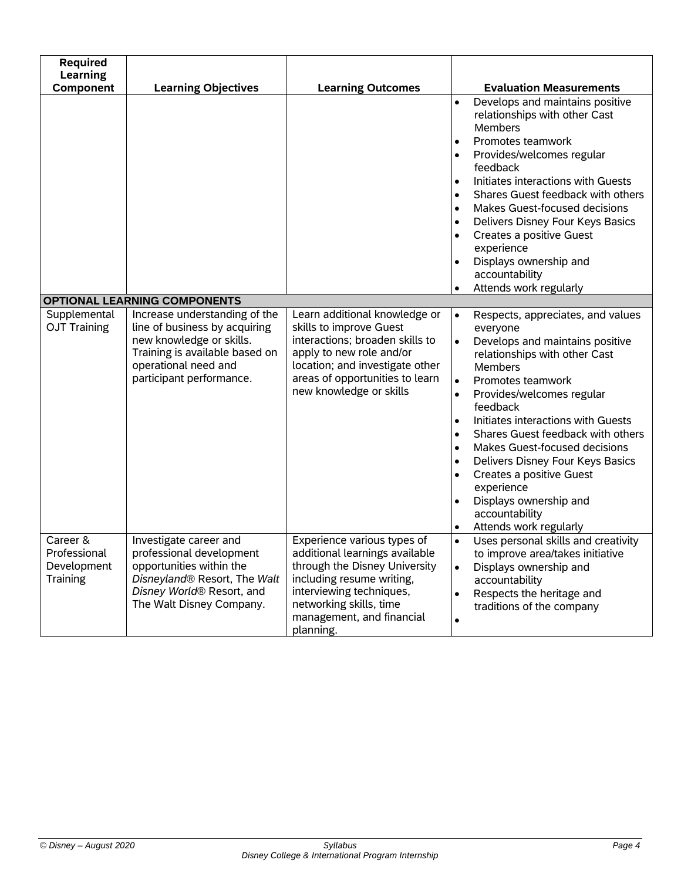| Required Learning Component | Learning Objectives | Learning Outcomes | Evaluation Measurements |
|---|---|---|---|
| | | | • Develops and maintains positive relationships with other Cast Members<br>• Promotes teamwork<br>• Provides/welcomes regular feedback<br>• Initiates interactions with Guests<br>• Shares Guest feedback with others<br>• Makes Guest-focused decisions<br>• Delivers Disney Four Keys Basics<br>• Creates a positive Guest experience<br>• Displays ownership and accountability<br>• Attends work regularly |
| **OPTIONAL LEARNING COMPONENTS** | | | |
| Supplemental OJT Training | Increase understanding of the line of business by acquiring new knowledge or skills. Training is available based on operational need and participant performance. | Learn additional knowledge or skills to improve Guest interactions; broaden skills to apply to new role and/or location; and investigate other areas of opportunities to learn new knowledge or skills | • Respects, appreciates, and values everyone<br>• Develops and maintains positive relationships with other Cast Members<br>• Promotes teamwork<br>• Provides/welcomes regular feedback<br>• Initiates interactions with Guests<br>• Shares Guest feedback with others<br>• Makes Guest-focused decisions<br>• Delivers Disney Four Keys Basics<br>• Creates a positive Guest experience<br>• Displays ownership and accountability<br>• Attends work regularly |
| Career & Professional Development Training | Investigate career and professional development opportunities within the *Disneyland*® Resort, The *Walt Disney World*® Resort, and The Walt Disney Company. | Experience various types of additional learnings available through the Disney University including resume writing, interviewing techniques, networking skills, time management, and financial planning. | • Uses personal skills and creativity to improve area/takes initiative<br>• Displays ownership and accountability<br>• Respects the heritage and traditions of the company<br>• |